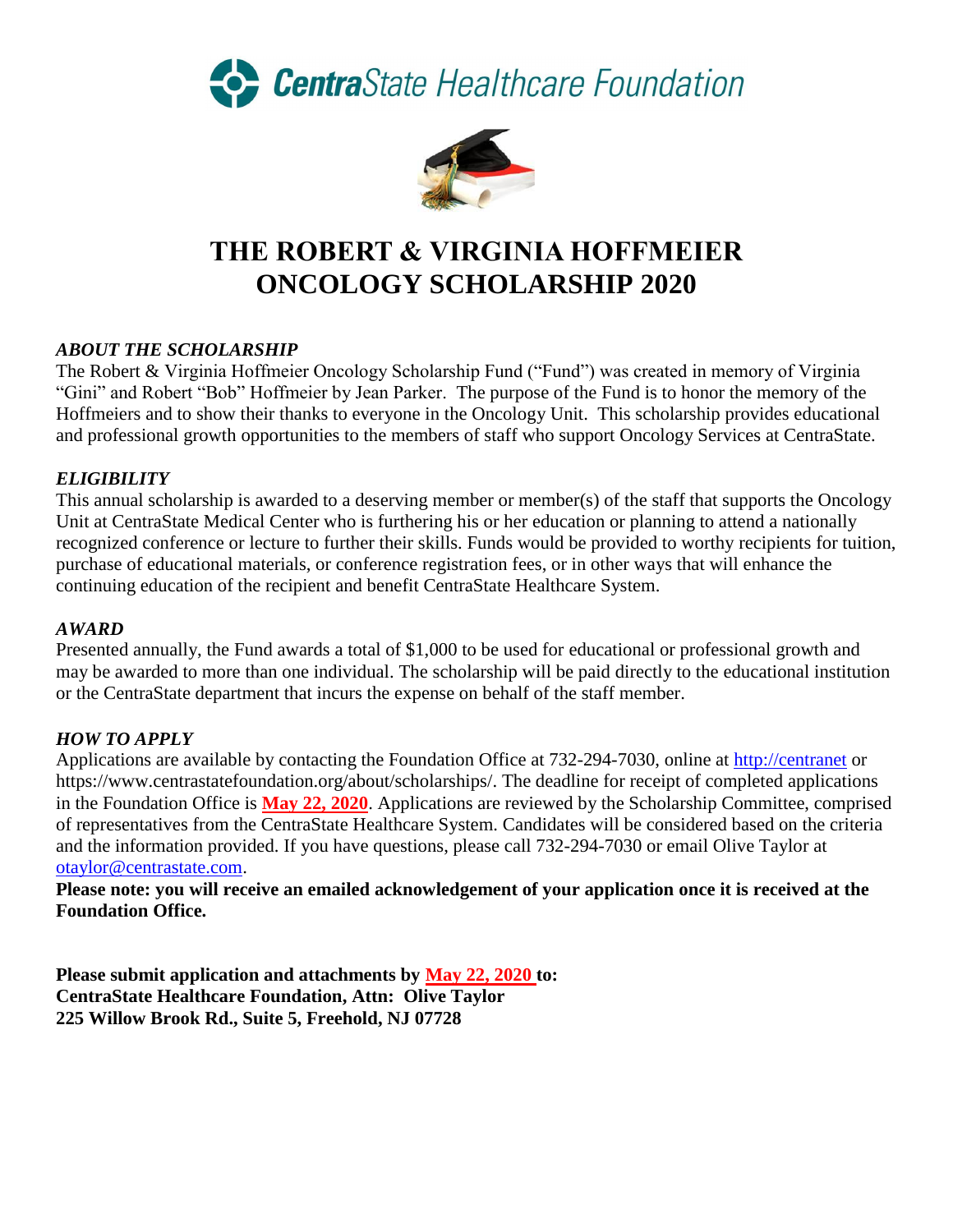**CentraState Healthcare Foundation**

# THE ROBERT & VIRGINIA HOFFMEIER ONCOLOGY SCHOLARSHIP 2020

### *ABOUT THE SCHOLARSHIP*

The Robert & Virginia Hoffmeier Oncology Scholarship Fund ("Fund") was created in memory of Virginia "Gini" and Robert "Bob" Hoffmeier by Jean Parker. The purpose of the Fund is to honor the memory of the Hoffmeiers and to show their thanks to everyone in the Oncology Unit. This scholarship provides educational and professional growth opportunities to the members of staff who support Oncology Services at CentraState.

### *ELIGIBILITY*

This annual scholarship is awarded to a deserving member or member(s) of the staff that supports the Oncology Unit at CentraState Medical Center who is furthering his or her education or planning to attend a nationally recognized conference or lecture to further their skills. Funds would be provided to worthy recipients for tuition, purchase of educational materials, or conference registration fees, or in other ways that will enhance the continuing education of the recipient and benefit CentraState Healthcare System.

### *AWARD*

Presented annually, the Fund awards a total of $1,000 to be used for educational or professional growth and may be awarded to more than one individual. The scholarship will be paid directly to the educational institution or the CentraState department that incurs the expense on behalf of the staff member.

### *HOW TO APPLY*

Applications are available by contacting the Foundation Office at 732-294-7030, online at http://centranet or https://www.centrastatefoundation.org/about/scholarships/. The deadline for receipt of completed applications in the Foundation Office is **May 22, 2020**. Applications are reviewed by the Scholarship Committee, comprised of representatives from the CentraState Healthcare System. Candidates will be considered based on the criteria and the information provided. If you have questions, please call 732-294-7030 or email Olive Taylor at otaylor@centrastate.com.

**Please note: you will receive an emailed acknowledgement of your application once it is received at the Foundation Office.**

**Please submit application and attachments by May 22, 2020 to:**
**CentraState Healthcare Foundation, Attn: Olive Taylor**
**225 Willow Brook Rd., Suite 5, Freehold, NJ 07728**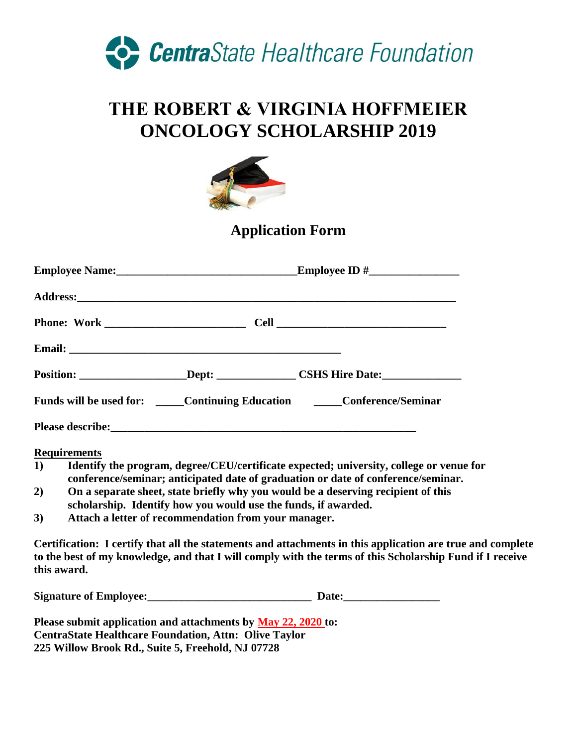CentraState Healthcare Foundation

# THE ROBERT & VIRGINIA HOFFMEIER ONCOLOGY SCHOLARSHIP 2019

## Application Form

**Employee Name:________________________________Employee ID #________________**

**Address:___________________________________________________________________________**

**Phone: Work _________________________ Cell ______________________________**

**Email: ________________________________________________**

**Position: ___________________Dept: ______________ CSHS Hire Date:______________**

**Funds will be used for: _____Continuing Education _____Conference/Seminar**

**Please describe:_______________________________________________________**

**Requirements**

1) **Identify the program, degree/CEU/certificate expected; university, college or venue for conference/seminar; anticipated date of graduation or date of conference/seminar.**
2) **On a separate sheet, state briefly why you would be a deserving recipient of this scholarship. Identify how you would use the funds, if awarded.**
3) **Attach a letter of recommendation from your manager.**

**Certification: I certify that all the statements and attachments in this application are true and complete to the best of my knowledge, and that I will comply with the terms of this Scholarship Fund if I receive this award.**

**Signature of Employee:_____________________________ Date:_________________**

**Please submit application and attachments by May 22, 2020 to:**
**CentraState Healthcare Foundation, Attn: Olive Taylor**
**225 Willow Brook Rd., Suite 5, Freehold, NJ 07728**